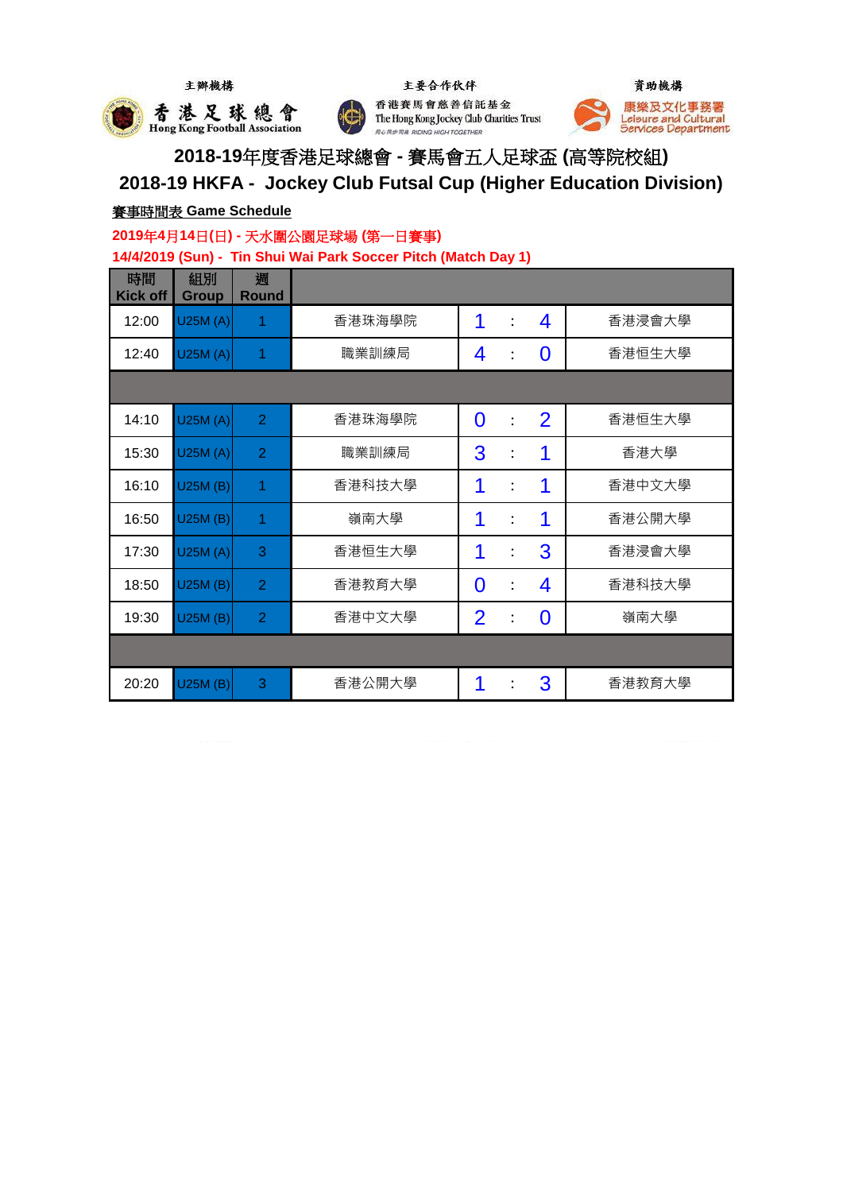主辦機構　　主要合作伙伴　　資助機構

香港足球總會 Hong Kong Football Association　　香港賽馬會慈善信託基金 The Hong Kong Jockey Club Charities Trust 同心同步同進 RIDING HIGH TOGETHER　　康樂及文化事務署 Leisure and Cultural Services Department

# 2018-19年度香港足球總會 - 賽馬會五人足球盃 (高等院校組)

# 2018-19 HKFA - Jockey Club Futsal Cup (Higher Education Division)

**賽事時間表 Game Schedule**

**2019年4月14日(日) - 天水圍公園足球場 (第一日賽事)**

**14/4/2019 (Sun) - Tin Shui Wai Park Soccer Pitch (Match Day 1)**

| 時間 Kick off | 組別 Group | 週 Round | | | | | |
|---|---|---|---|---|---|---|---|
| 12:00 | U25M (A) | 1 | 香港珠海學院 | 1 | : | 4 | 香港浸會大學 |
| 12:40 | U25M (A) | 1 | 職業訓練局 | 4 | : | 0 | 香港恒生大學 |
| | | | | | | | |
| 14:10 | U25M (A) | 2 | 香港珠海學院 | 0 | : | 2 | 香港恒生大學 |
| 15:30 | U25M (A) | 2 | 職業訓練局 | 3 | : | 1 | 香港大學 |
| 16:10 | U25M (B) | 1 | 香港科技大學 | 1 | : | 1 | 香港中文大學 |
| 16:50 | U25M (B) | 1 | 嶺南大學 | 1 | : | 1 | 香港公開大學 |
| 17:30 | U25M (A) | 3 | 香港恒生大學 | 1 | : | 3 | 香港浸會大學 |
| 18:50 | U25M (B) | 2 | 香港教育大學 | 0 | : | 4 | 香港科技大學 |
| 19:30 | U25M (B) | 2 | 香港中文大學 | 2 | : | 0 | 嶺南大學 |
| | | | | | | | |
| 20:20 | U25M (B) | 3 | 香港公開大學 | 1 | : | 3 | 香港教育大學 |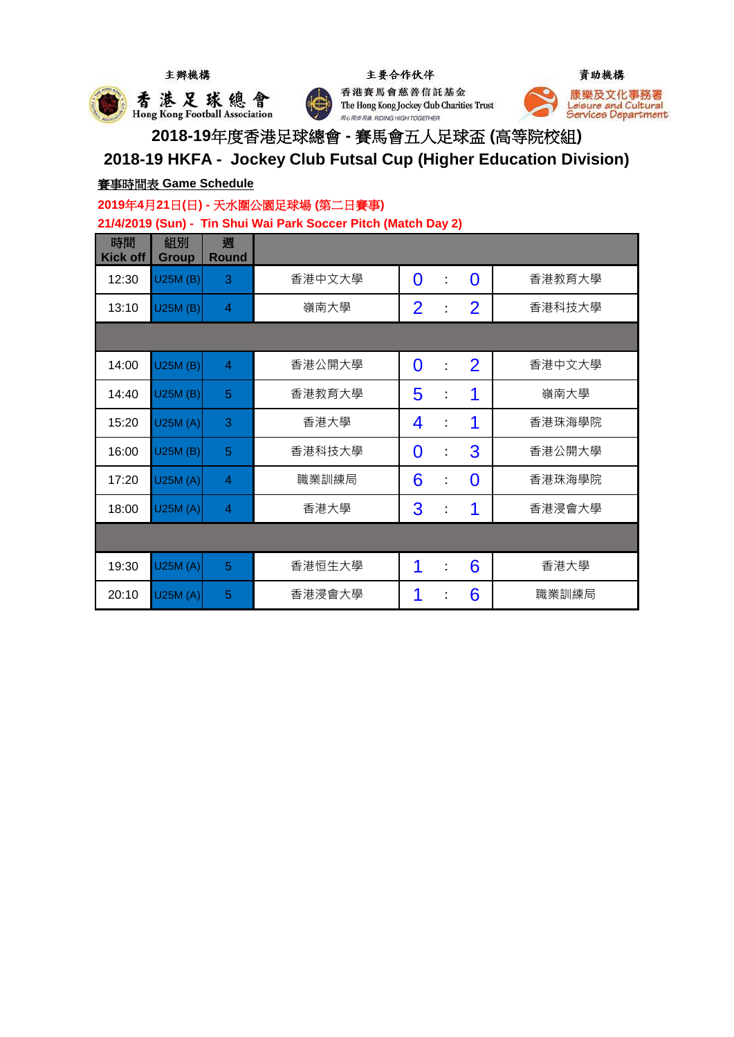主辦機構 香港足球總會 Hong Kong Football Association

主要合作伙伴 香港賽馬會慈善信託基金 The Hong Kong Jockey Club Charities Trust 同心同步同進 RIDING HIGH TOGETHER

資助機構 康樂及文化事務署 Leisure and Cultural Services Department

# 2018-19年度香港足球總會 - 賽馬會五人足球盃 (高等院校組)

# 2018-19 HKFA - Jockey Club Futsal Cup (Higher Education Division)

**賽事時間表 Game Schedule**

**2019年4月21日(日) - 天水圍公園足球場 (第二日賽事)**

**21/4/2019 (Sun) - Tin Shui Wai Park Soccer Pitch (Match Day 2)**

| 時間 Kick off | 組別 Group | 週 Round | | | | | |
|---|---|---|---|---|---|---|---|
| 12:30 | U25M (B) | 3 | 香港中文大學 | 0 | : | 0 | 香港教育大學 |
| 13:10 | U25M (B) | 4 | 嶺南大學 | 2 | : | 2 | 香港科技大學 |
| | | | | | | | |
| 14:00 | U25M (B) | 4 | 香港公開大學 | 0 | : | 2 | 香港中文大學 |
| 14:40 | U25M (B) | 5 | 香港教育大學 | 5 | : | 1 | 嶺南大學 |
| 15:20 | U25M (A) | 3 | 香港大學 | 4 | : | 1 | 香港珠海學院 |
| 16:00 | U25M (B) | 5 | 香港科技大學 | 0 | : | 3 | 香港公開大學 |
| 17:20 | U25M (A) | 4 | 職業訓練局 | 6 | : | 0 | 香港珠海學院 |
| 18:00 | U25M (A) | 4 | 香港大學 | 3 | : | 1 | 香港浸會大學 |
| | | | | | | | |
| 19:30 | U25M (A) | 5 | 香港恒生大學 | 1 | : | 6 | 香港大學 |
| 20:10 | U25M (A) | 5 | 香港浸會大學 | 1 | : | 6 | 職業訓練局 |